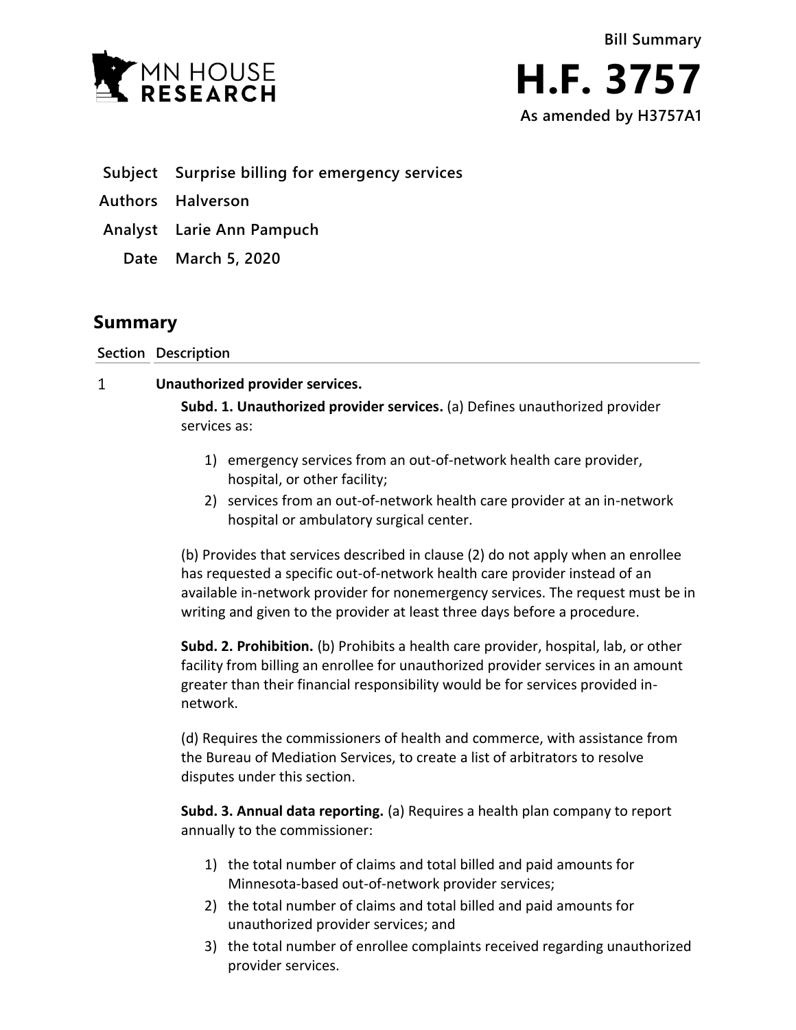Bill Summary

# H.F. 3757

**As amended by H3757A1**

| | |
|---|---|
| **Subject** | **Surprise billing for emergency services** |
| **Authors** | **Halverson** |
| **Analyst** | **Larie Ann Pampuch** |
| **Date** | **March 5, 2020** |

## Summary

| Section | Description |
|---|---|
| 1 | **Unauthorized provider services.** |

**Subd. 1. Unauthorized provider services.** (a) Defines unauthorized provider services as:

1) emergency services from an out-of-network health care provider, hospital, or other facility;
2) services from an out-of-network health care provider at an in-network hospital or ambulatory surgical center.

(b) Provides that services described in clause (2) do not apply when an enrollee has requested a specific out-of-network health care provider instead of an available in-network provider for nonemergency services. The request must be in writing and given to the provider at least three days before a procedure.

**Subd. 2. Prohibition.** (b) Prohibits a health care provider, hospital, lab, or other facility from billing an enrollee for unauthorized provider services in an amount greater than their financial responsibility would be for services provided in-network.

(d) Requires the commissioners of health and commerce, with assistance from the Bureau of Mediation Services, to create a list of arbitrators to resolve disputes under this section.

**Subd. 3. Annual data reporting.** (a) Requires a health plan company to report annually to the commissioner:

1) the total number of claims and total billed and paid amounts for Minnesota-based out-of-network provider services;
2) the total number of claims and total billed and paid amounts for unauthorized provider services; and
3) the total number of enrollee complaints received regarding unauthorized provider services.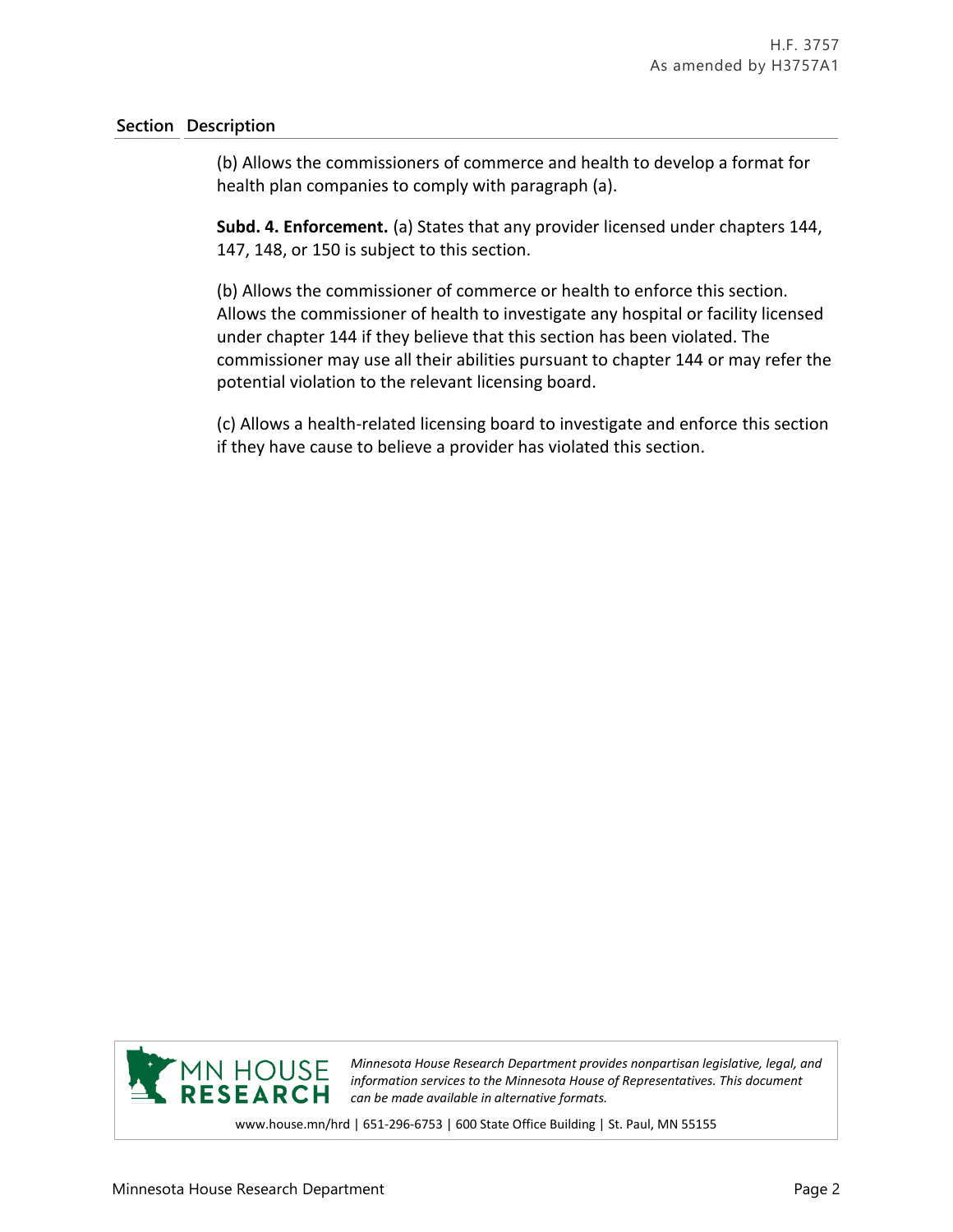| Section | Description |
|---|---|
| | (b) Allows the commissioners of commerce and health to develop a format for health plan companies to comply with paragraph (a).<br><br>**Subd. 4. Enforcement.** (a) States that any provider licensed under chapters 144, 147, 148, or 150 is subject to this section.<br><br>(b) Allows the commissioner of commerce or health to enforce this section. Allows the commissioner of health to investigate any hospital or facility licensed under chapter 144 if they believe that this section has been violated. The commissioner may use all their abilities pursuant to chapter 144 or may refer the potential violation to the relevant licensing board.<br><br>(c) Allows a health-related licensing board to investigate and enforce this section if they have cause to believe a provider has violated this section. |

MN HOUSE RESEARCH

*Minnesota House Research Department provides nonpartisan legislative, legal, and information services to the Minnesota House of Representatives. This document can be made available in alternative formats.*

www.house.mn/hrd | 651-296-6753 | 600 State Office Building | St. Paul, MN 55155